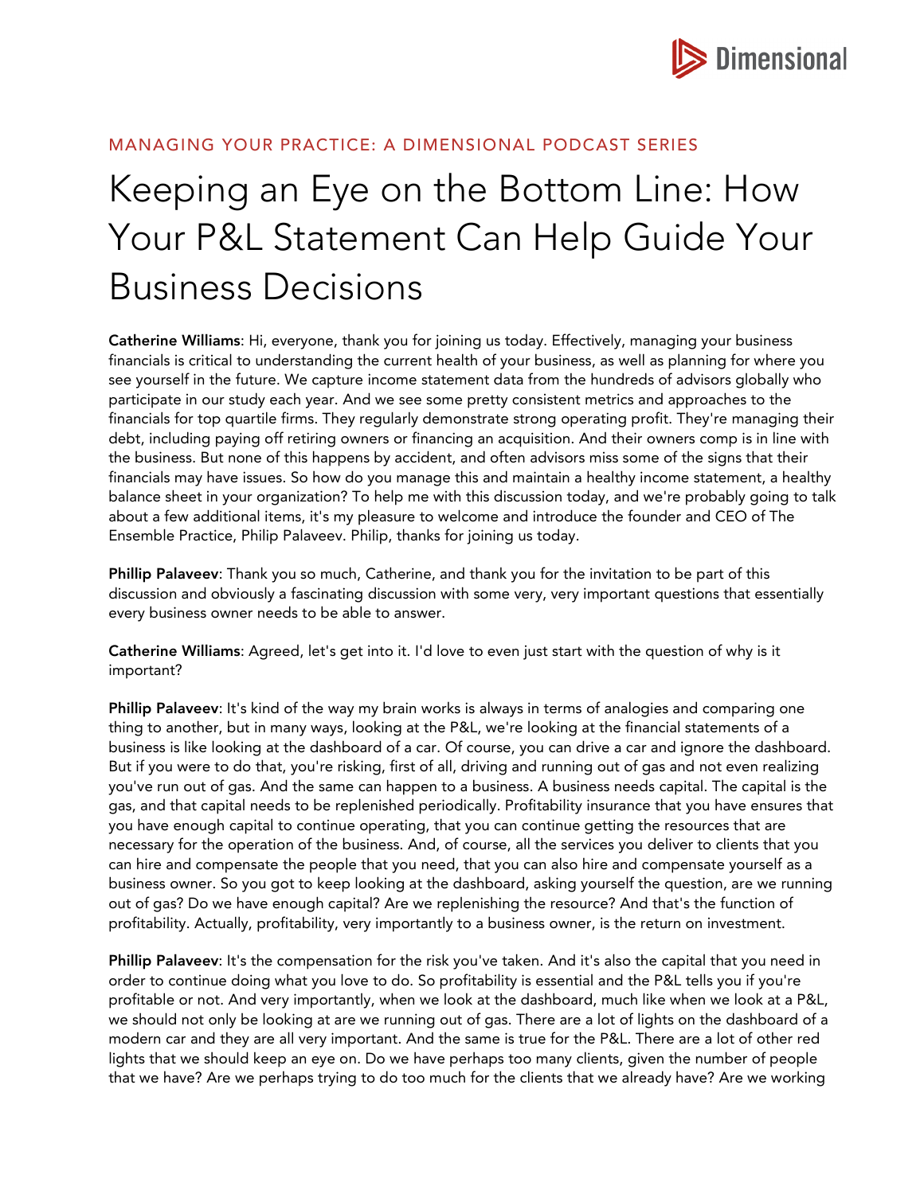MANAGING YOUR PRACTICE: A DIMENSIONAL PODCAST SERIES

# Keeping an Eye on the Bottom Line: How Your P&L Statement Can Help Guide Your Business Decisions

**Catherine Williams**: Hi, everyone, thank you for joining us today. Effectively, managing your business financials is critical to understanding the current health of your business, as well as planning for where you see yourself in the future. We capture income statement data from the hundreds of advisors globally who participate in our study each year. And we see some pretty consistent metrics and approaches to the financials for top quartile firms. They regularly demonstrate strong operating profit. They're managing their debt, including paying off retiring owners or financing an acquisition. And their owners comp is in line with the business. But none of this happens by accident, and often advisors miss some of the signs that their financials may have issues. So how do you manage this and maintain a healthy income statement, a healthy balance sheet in your organization? To help me with this discussion today, and we're probably going to talk about a few additional items, it's my pleasure to welcome and introduce the founder and CEO of The Ensemble Practice, Philip Palaveev. Philip, thanks for joining us today.

**Phillip Palaveev**: Thank you so much, Catherine, and thank you for the invitation to be part of this discussion and obviously a fascinating discussion with some very, very important questions that essentially every business owner needs to be able to answer.

**Catherine Williams**: Agreed, let's get into it. I'd love to even just start with the question of why is it important?

**Phillip Palaveev**: It's kind of the way my brain works is always in terms of analogies and comparing one thing to another, but in many ways, looking at the P&L, we're looking at the financial statements of a business is like looking at the dashboard of a car. Of course, you can drive a car and ignore the dashboard. But if you were to do that, you're risking, first of all, driving and running out of gas and not even realizing you've run out of gas. And the same can happen to a business. A business needs capital. The capital is the gas, and that capital needs to be replenished periodically. Profitability insurance that you have ensures that you have enough capital to continue operating, that you can continue getting the resources that are necessary for the operation of the business. And, of course, all the services you deliver to clients that you can hire and compensate the people that you need, that you can also hire and compensate yourself as a business owner. So you got to keep looking at the dashboard, asking yourself the question, are we running out of gas? Do we have enough capital? Are we replenishing the resource? And that's the function of profitability. Actually, profitability, very importantly to a business owner, is the return on investment.

**Phillip Palaveev**: It's the compensation for the risk you've taken. And it's also the capital that you need in order to continue doing what you love to do. So profitability is essential and the P&L tells you if you're profitable or not. And very importantly, when we look at the dashboard, much like when we look at a P&L, we should not only be looking at are we running out of gas. There are a lot of lights on the dashboard of a modern car and they are all very important. And the same is true for the P&L. There are a lot of other red lights that we should keep an eye on. Do we have perhaps too many clients, given the number of people that we have? Are we perhaps trying to do too much for the clients that we already have? Are we working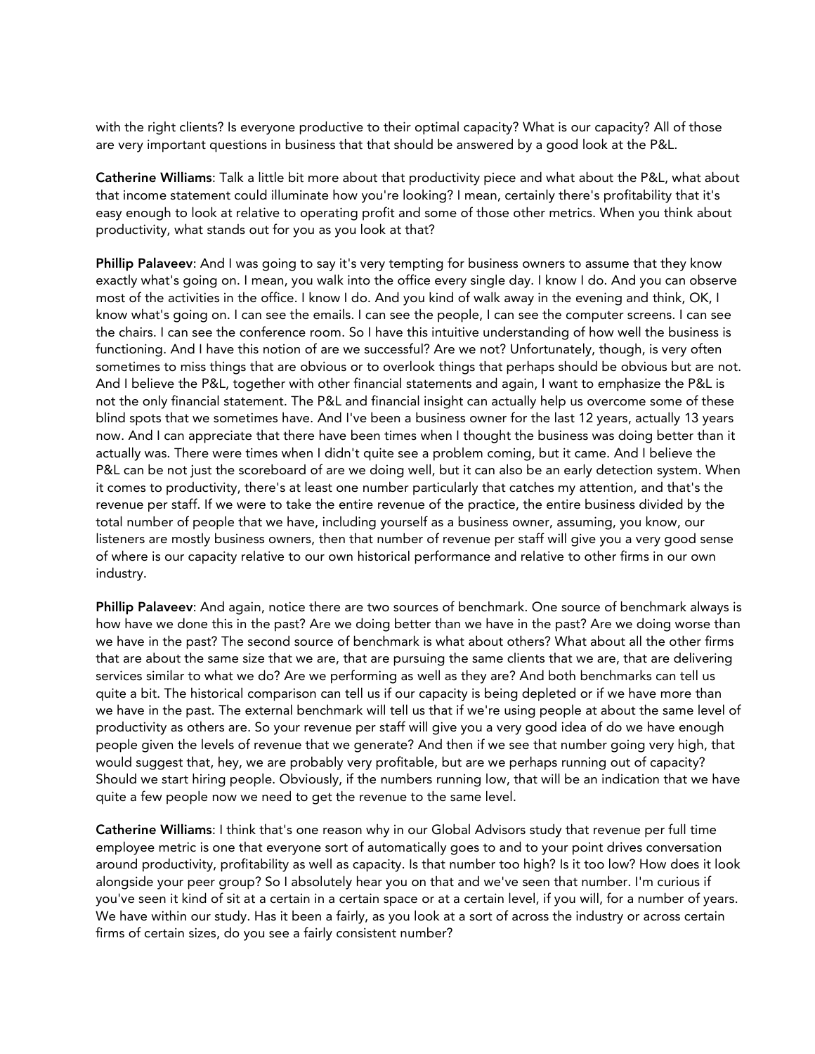with the right clients? Is everyone productive to their optimal capacity? What is our capacity? All of those are very important questions in business that that should be answered by a good look at the P&L.

**Catherine Williams**: Talk a little bit more about that productivity piece and what about the P&L, what about that income statement could illuminate how you're looking? I mean, certainly there's profitability that it's easy enough to look at relative to operating profit and some of those other metrics. When you think about productivity, what stands out for you as you look at that?

**Phillip Palaveev**: And I was going to say it's very tempting for business owners to assume that they know exactly what's going on. I mean, you walk into the office every single day. I know I do. And you can observe most of the activities in the office. I know I do. And you kind of walk away in the evening and think, OK, I know what's going on. I can see the emails. I can see the people, I can see the computer screens. I can see the chairs. I can see the conference room. So I have this intuitive understanding of how well the business is functioning. And I have this notion of are we successful? Are we not? Unfortunately, though, is very often sometimes to miss things that are obvious or to overlook things that perhaps should be obvious but are not. And I believe the P&L, together with other financial statements and again, I want to emphasize the P&L is not the only financial statement. The P&L and financial insight can actually help us overcome some of these blind spots that we sometimes have. And I've been a business owner for the last 12 years, actually 13 years now. And I can appreciate that there have been times when I thought the business was doing better than it actually was. There were times when I didn't quite see a problem coming, but it came. And I believe the P&L can be not just the scoreboard of are we doing well, but it can also be an early detection system. When it comes to productivity, there's at least one number particularly that catches my attention, and that's the revenue per staff. If we were to take the entire revenue of the practice, the entire business divided by the total number of people that we have, including yourself as a business owner, assuming, you know, our listeners are mostly business owners, then that number of revenue per staff will give you a very good sense of where is our capacity relative to our own historical performance and relative to other firms in our own industry.

**Phillip Palaveev**: And again, notice there are two sources of benchmark. One source of benchmark always is how have we done this in the past? Are we doing better than we have in the past? Are we doing worse than we have in the past? The second source of benchmark is what about others? What about all the other firms that are about the same size that we are, that are pursuing the same clients that we are, that are delivering services similar to what we do? Are we performing as well as they are? And both benchmarks can tell us quite a bit. The historical comparison can tell us if our capacity is being depleted or if we have more than we have in the past. The external benchmark will tell us that if we're using people at about the same level of productivity as others are. So your revenue per staff will give you a very good idea of do we have enough people given the levels of revenue that we generate? And then if we see that number going very high, that would suggest that, hey, we are probably very profitable, but are we perhaps running out of capacity? Should we start hiring people. Obviously, if the numbers running low, that will be an indication that we have quite a few people now we need to get the revenue to the same level.

**Catherine Williams**: I think that's one reason why in our Global Advisors study that revenue per full time employee metric is one that everyone sort of automatically goes to and to your point drives conversation around productivity, profitability as well as capacity. Is that number too high? Is it too low? How does it look alongside your peer group? So I absolutely hear you on that and we've seen that number. I'm curious if you've seen it kind of sit at a certain in a certain space or at a certain level, if you will, for a number of years. We have within our study. Has it been a fairly, as you look at a sort of across the industry or across certain firms of certain sizes, do you see a fairly consistent number?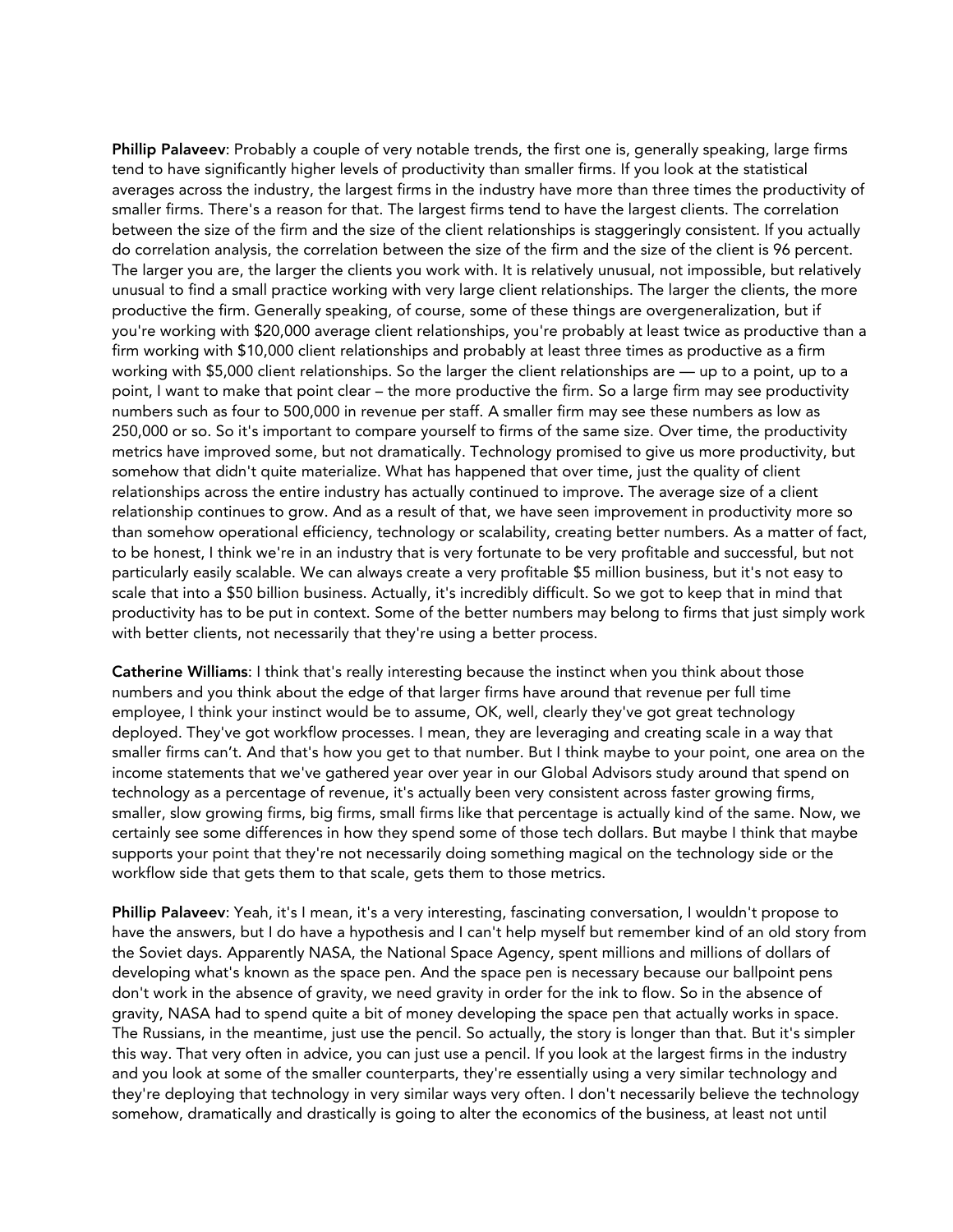**Phillip Palaveev**: Probably a couple of very notable trends, the first one is, generally speaking, large firms tend to have significantly higher levels of productivity than smaller firms. If you look at the statistical averages across the industry, the largest firms in the industry have more than three times the productivity of smaller firms. There's a reason for that. The largest firms tend to have the largest clients. The correlation between the size of the firm and the size of the client relationships is staggeringly consistent. If you actually do correlation analysis, the correlation between the size of the firm and the size of the client is 96 percent. The larger you are, the larger the clients you work with. It is relatively unusual, not impossible, but relatively unusual to find a small practice working with very large client relationships. The larger the clients, the more productive the firm. Generally speaking, of course, some of these things are overgeneralization, but if you're working with $20,000 average client relationships, you're probably at least twice as productive than a firm working with $10,000 client relationships and probably at least three times as productive as a firm working with $5,000 client relationships. So the larger the client relationships are — up to a point, up to a point, I want to make that point clear – the more productive the firm. So a large firm may see productivity numbers such as four to 500,000 in revenue per staff. A smaller firm may see these numbers as low as 250,000 or so. So it's important to compare yourself to firms of the same size. Over time, the productivity metrics have improved some, but not dramatically. Technology promised to give us more productivity, but somehow that didn't quite materialize. What has happened that over time, just the quality of client relationships across the entire industry has actually continued to improve. The average size of a client relationship continues to grow. And as a result of that, we have seen improvement in productivity more so than somehow operational efficiency, technology or scalability, creating better numbers. As a matter of fact, to be honest, I think we're in an industry that is very fortunate to be very profitable and successful, but not particularly easily scalable. We can always create a very profitable $5 million business, but it's not easy to scale that into a $50 billion business. Actually, it's incredibly difficult. So we got to keep that in mind that productivity has to be put in context. Some of the better numbers may belong to firms that just simply work with better clients, not necessarily that they're using a better process.

**Catherine Williams**: I think that's really interesting because the instinct when you think about those numbers and you think about the edge of that larger firms have around that revenue per full time employee, I think your instinct would be to assume, OK, well, clearly they've got great technology deployed. They've got workflow processes. I mean, they are leveraging and creating scale in a way that smaller firms can't. And that's how you get to that number. But I think maybe to your point, one area on the income statements that we've gathered year over year in our Global Advisors study around that spend on technology as a percentage of revenue, it's actually been very consistent across faster growing firms, smaller, slow growing firms, big firms, small firms like that percentage is actually kind of the same. Now, we certainly see some differences in how they spend some of those tech dollars. But maybe I think that maybe supports your point that they're not necessarily doing something magical on the technology side or the workflow side that gets them to that scale, gets them to those metrics.

**Phillip Palaveev**: Yeah, it's I mean, it's a very interesting, fascinating conversation, I wouldn't propose to have the answers, but I do have a hypothesis and I can't help myself but remember kind of an old story from the Soviet days. Apparently NASA, the National Space Agency, spent millions and millions of dollars of developing what's known as the space pen. And the space pen is necessary because our ballpoint pens don't work in the absence of gravity, we need gravity in order for the ink to flow. So in the absence of gravity, NASA had to spend quite a bit of money developing the space pen that actually works in space. The Russians, in the meantime, just use the pencil. So actually, the story is longer than that. But it's simpler this way. That very often in advice, you can just use a pencil. If you look at the largest firms in the industry and you look at some of the smaller counterparts, they're essentially using a very similar technology and they're deploying that technology in very similar ways very often. I don't necessarily believe the technology somehow, dramatically and drastically is going to alter the economics of the business, at least not until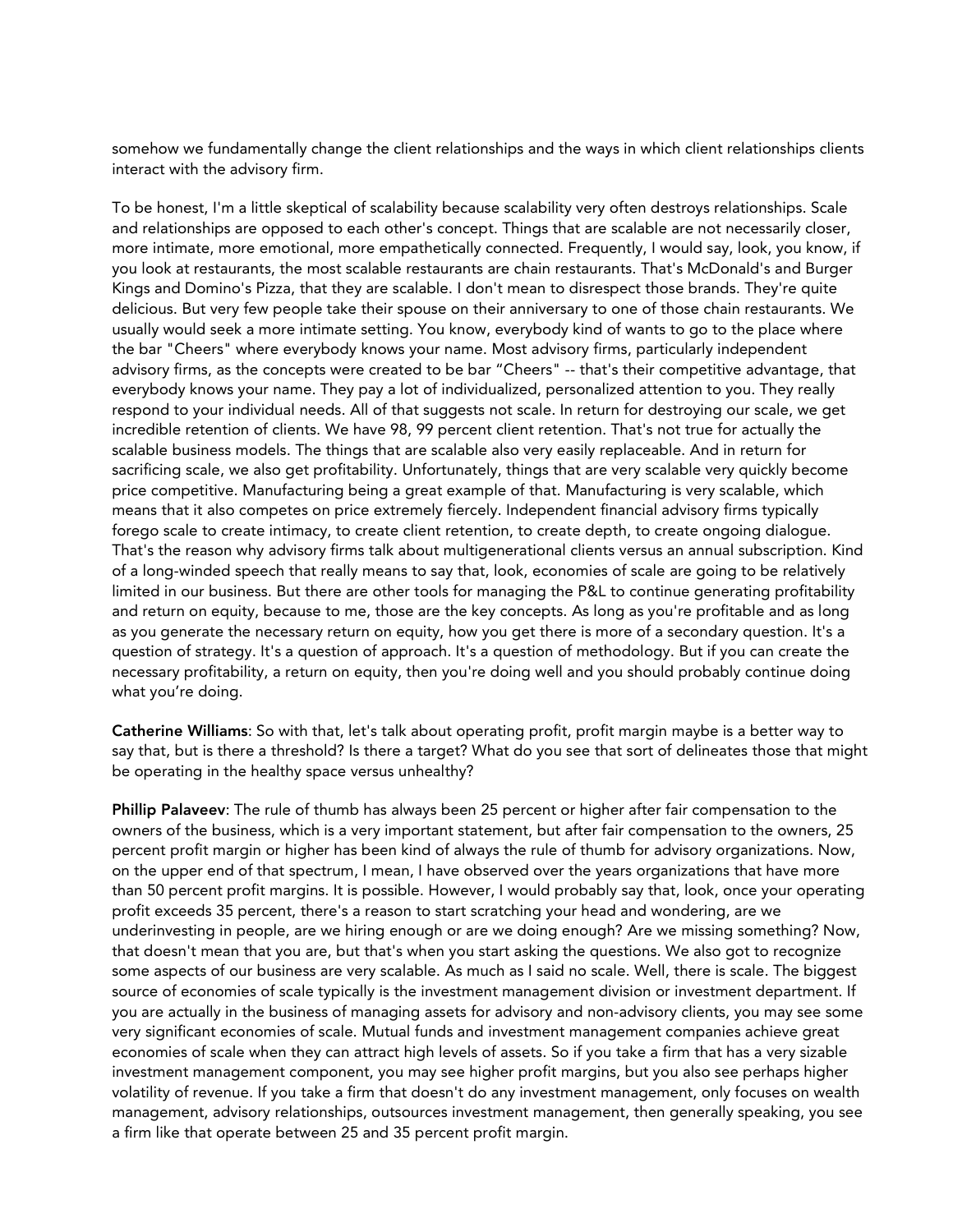somehow we fundamentally change the client relationships and the ways in which client relationships clients interact with the advisory firm.

To be honest, I'm a little skeptical of scalability because scalability very often destroys relationships. Scale and relationships are opposed to each other's concept. Things that are scalable are not necessarily closer, more intimate, more emotional, more empathetically connected. Frequently, I would say, look, you know, if you look at restaurants, the most scalable restaurants are chain restaurants. That's McDonald's and Burger Kings and Domino's Pizza, that they are scalable. I don't mean to disrespect those brands. They're quite delicious. But very few people take their spouse on their anniversary to one of those chain restaurants. We usually would seek a more intimate setting. You know, everybody kind of wants to go to the place where the bar "Cheers" where everybody knows your name. Most advisory firms, particularly independent advisory firms, as the concepts were created to be bar "Cheers" -- that's their competitive advantage, that everybody knows your name. They pay a lot of individualized, personalized attention to you. They really respond to your individual needs. All of that suggests not scale. In return for destroying our scale, we get incredible retention of clients. We have 98, 99 percent client retention. That's not true for actually the scalable business models. The things that are scalable also very easily replaceable. And in return for sacrificing scale, we also get profitability. Unfortunately, things that are very scalable very quickly become price competitive. Manufacturing being a great example of that. Manufacturing is very scalable, which means that it also competes on price extremely fiercely. Independent financial advisory firms typically forego scale to create intimacy, to create client retention, to create depth, to create ongoing dialogue. That's the reason why advisory firms talk about multigenerational clients versus an annual subscription. Kind of a long-winded speech that really means to say that, look, economies of scale are going to be relatively limited in our business. But there are other tools for managing the P&L to continue generating profitability and return on equity, because to me, those are the key concepts. As long as you're profitable and as long as you generate the necessary return on equity, how you get there is more of a secondary question. It's a question of strategy. It's a question of approach. It's a question of methodology. But if you can create the necessary profitability, a return on equity, then you're doing well and you should probably continue doing what you're doing.

**Catherine Williams**: So with that, let's talk about operating profit, profit margin maybe is a better way to say that, but is there a threshold? Is there a target? What do you see that sort of delineates those that might be operating in the healthy space versus unhealthy?

**Phillip Palaveev**: The rule of thumb has always been 25 percent or higher after fair compensation to the owners of the business, which is a very important statement, but after fair compensation to the owners, 25 percent profit margin or higher has been kind of always the rule of thumb for advisory organizations. Now, on the upper end of that spectrum, I mean, I have observed over the years organizations that have more than 50 percent profit margins. It is possible. However, I would probably say that, look, once your operating profit exceeds 35 percent, there's a reason to start scratching your head and wondering, are we underinvesting in people, are we hiring enough or are we doing enough? Are we missing something? Now, that doesn't mean that you are, but that's when you start asking the questions. We also got to recognize some aspects of our business are very scalable. As much as I said no scale. Well, there is scale. The biggest source of economies of scale typically is the investment management division or investment department. If you are actually in the business of managing assets for advisory and non-advisory clients, you may see some very significant economies of scale. Mutual funds and investment management companies achieve great economies of scale when they can attract high levels of assets. So if you take a firm that has a very sizable investment management component, you may see higher profit margins, but you also see perhaps higher volatility of revenue. If you take a firm that doesn't do any investment management, only focuses on wealth management, advisory relationships, outsources investment management, then generally speaking, you see a firm like that operate between 25 and 35 percent profit margin.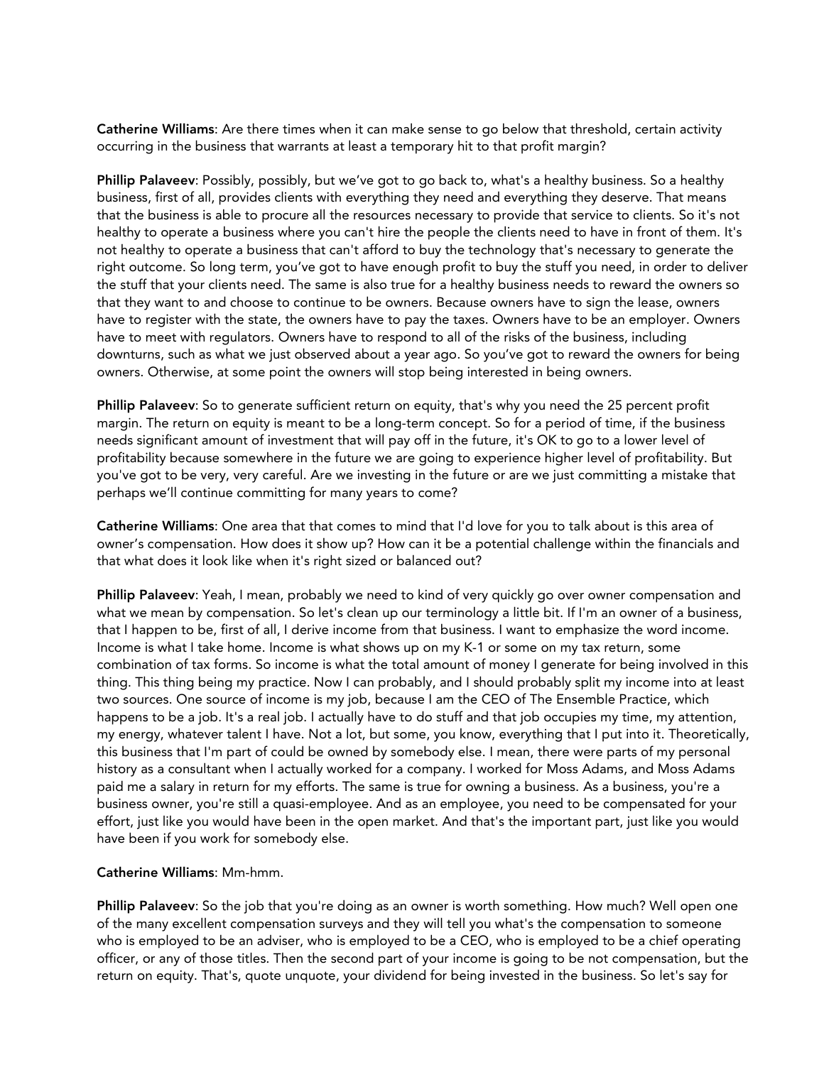**Catherine Williams**: Are there times when it can make sense to go below that threshold, certain activity occurring in the business that warrants at least a temporary hit to that profit margin?

**Phillip Palaveev**: Possibly, possibly, but we've got to go back to, what's a healthy business. So a healthy business, first of all, provides clients with everything they need and everything they deserve. That means that the business is able to procure all the resources necessary to provide that service to clients. So it's not healthy to operate a business where you can't hire the people the clients need to have in front of them. It's not healthy to operate a business that can't afford to buy the technology that's necessary to generate the right outcome. So long term, you've got to have enough profit to buy the stuff you need, in order to deliver the stuff that your clients need. The same is also true for a healthy business needs to reward the owners so that they want to and choose to continue to be owners. Because owners have to sign the lease, owners have to register with the state, the owners have to pay the taxes. Owners have to be an employer. Owners have to meet with regulators. Owners have to respond to all of the risks of the business, including downturns, such as what we just observed about a year ago. So you've got to reward the owners for being owners. Otherwise, at some point the owners will stop being interested in being owners.

**Phillip Palaveev**: So to generate sufficient return on equity, that's why you need the 25 percent profit margin. The return on equity is meant to be a long-term concept. So for a period of time, if the business needs significant amount of investment that will pay off in the future, it's OK to go to a lower level of profitability because somewhere in the future we are going to experience higher level of profitability. But you've got to be very, very careful. Are we investing in the future or are we just committing a mistake that perhaps we'll continue committing for many years to come?

**Catherine Williams**: One area that that comes to mind that I'd love for you to talk about is this area of owner's compensation. How does it show up? How can it be a potential challenge within the financials and that what does it look like when it's right sized or balanced out?

**Phillip Palaveev**: Yeah, I mean, probably we need to kind of very quickly go over owner compensation and what we mean by compensation. So let's clean up our terminology a little bit. If I'm an owner of a business, that I happen to be, first of all, I derive income from that business. I want to emphasize the word income. Income is what I take home. Income is what shows up on my K-1 or some on my tax return, some combination of tax forms. So income is what the total amount of money I generate for being involved in this thing. This thing being my practice. Now I can probably, and I should probably split my income into at least two sources. One source of income is my job, because I am the CEO of The Ensemble Practice, which happens to be a job. It's a real job. I actually have to do stuff and that job occupies my time, my attention, my energy, whatever talent I have. Not a lot, but some, you know, everything that I put into it. Theoretically, this business that I'm part of could be owned by somebody else. I mean, there were parts of my personal history as a consultant when I actually worked for a company. I worked for Moss Adams, and Moss Adams paid me a salary in return for my efforts. The same is true for owning a business. As a business, you're a business owner, you're still a quasi-employee. And as an employee, you need to be compensated for your effort, just like you would have been in the open market. And that's the important part, just like you would have been if you work for somebody else.

**Catherine Williams**: Mm-hmm.

**Phillip Palaveev**: So the job that you're doing as an owner is worth something. How much? Well open one of the many excellent compensation surveys and they will tell you what's the compensation to someone who is employed to be an adviser, who is employed to be a CEO, who is employed to be a chief operating officer, or any of those titles. Then the second part of your income is going to be not compensation, but the return on equity. That's, quote unquote, your dividend for being invested in the business. So let's say for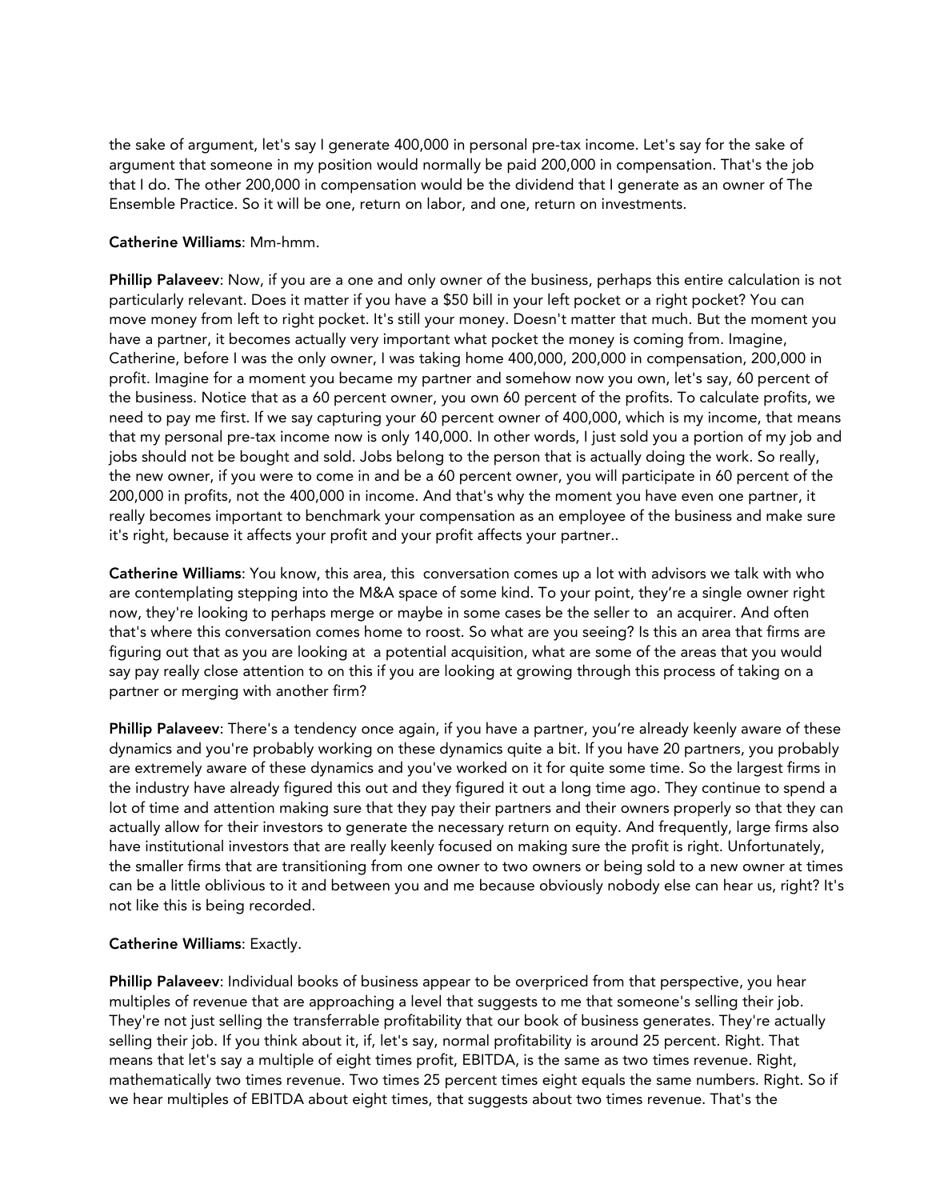the sake of argument, let's say I generate 400,000 in personal pre-tax income. Let's say for the sake of argument that someone in my position would normally be paid 200,000 in compensation. That's the job that I do. The other 200,000 in compensation would be the dividend that I generate as an owner of The Ensemble Practice. So it will be one, return on labor, and one, return on investments.

**Catherine Williams**: Mm-hmm.

**Phillip Palaveev**: Now, if you are a one and only owner of the business, perhaps this entire calculation is not particularly relevant. Does it matter if you have a $50 bill in your left pocket or a right pocket? You can move money from left to right pocket. It's still your money. Doesn't matter that much. But the moment you have a partner, it becomes actually very important what pocket the money is coming from. Imagine, Catherine, before I was the only owner, I was taking home 400,000, 200,000 in compensation, 200,000 in profit. Imagine for a moment you became my partner and somehow now you own, let's say, 60 percent of the business. Notice that as a 60 percent owner, you own 60 percent of the profits. To calculate profits, we need to pay me first. If we say capturing your 60 percent owner of 400,000, which is my income, that means that my personal pre-tax income now is only 140,000. In other words, I just sold you a portion of my job and jobs should not be bought and sold. Jobs belong to the person that is actually doing the work. So really, the new owner, if you were to come in and be a 60 percent owner, you will participate in 60 percent of the 200,000 in profits, not the 400,000 in income. And that's why the moment you have even one partner, it really becomes important to benchmark your compensation as an employee of the business and make sure it's right, because it affects your profit and your profit affects your partner..

**Catherine Williams**: You know, this area, this conversation comes up a lot with advisors we talk with who are contemplating stepping into the M&A space of some kind. To your point, they're a single owner right now, they're looking to perhaps merge or maybe in some cases be the seller to an acquirer. And often that's where this conversation comes home to roost. So what are you seeing? Is this an area that firms are figuring out that as you are looking at a potential acquisition, what are some of the areas that you would say pay really close attention to on this if you are looking at growing through this process of taking on a partner or merging with another firm?

**Phillip Palaveev**: There's a tendency once again, if you have a partner, you're already keenly aware of these dynamics and you're probably working on these dynamics quite a bit. If you have 20 partners, you probably are extremely aware of these dynamics and you've worked on it for quite some time. So the largest firms in the industry have already figured this out and they figured it out a long time ago. They continue to spend a lot of time and attention making sure that they pay their partners and their owners properly so that they can actually allow for their investors to generate the necessary return on equity. And frequently, large firms also have institutional investors that are really keenly focused on making sure the profit is right. Unfortunately, the smaller firms that are transitioning from one owner to two owners or being sold to a new owner at times can be a little oblivious to it and between you and me because obviously nobody else can hear us, right? It's not like this is being recorded.

**Catherine Williams**: Exactly.

**Phillip Palaveev**: Individual books of business appear to be overpriced from that perspective, you hear multiples of revenue that are approaching a level that suggests to me that someone's selling their job. They're not just selling the transferrable profitability that our book of business generates. They're actually selling their job. If you think about it, if, let's say, normal profitability is around 25 percent. Right. That means that let's say a multiple of eight times profit, EBITDA, is the same as two times revenue. Right, mathematically two times revenue. Two times 25 percent times eight equals the same numbers. Right. So if we hear multiples of EBITDA about eight times, that suggests about two times revenue. That's the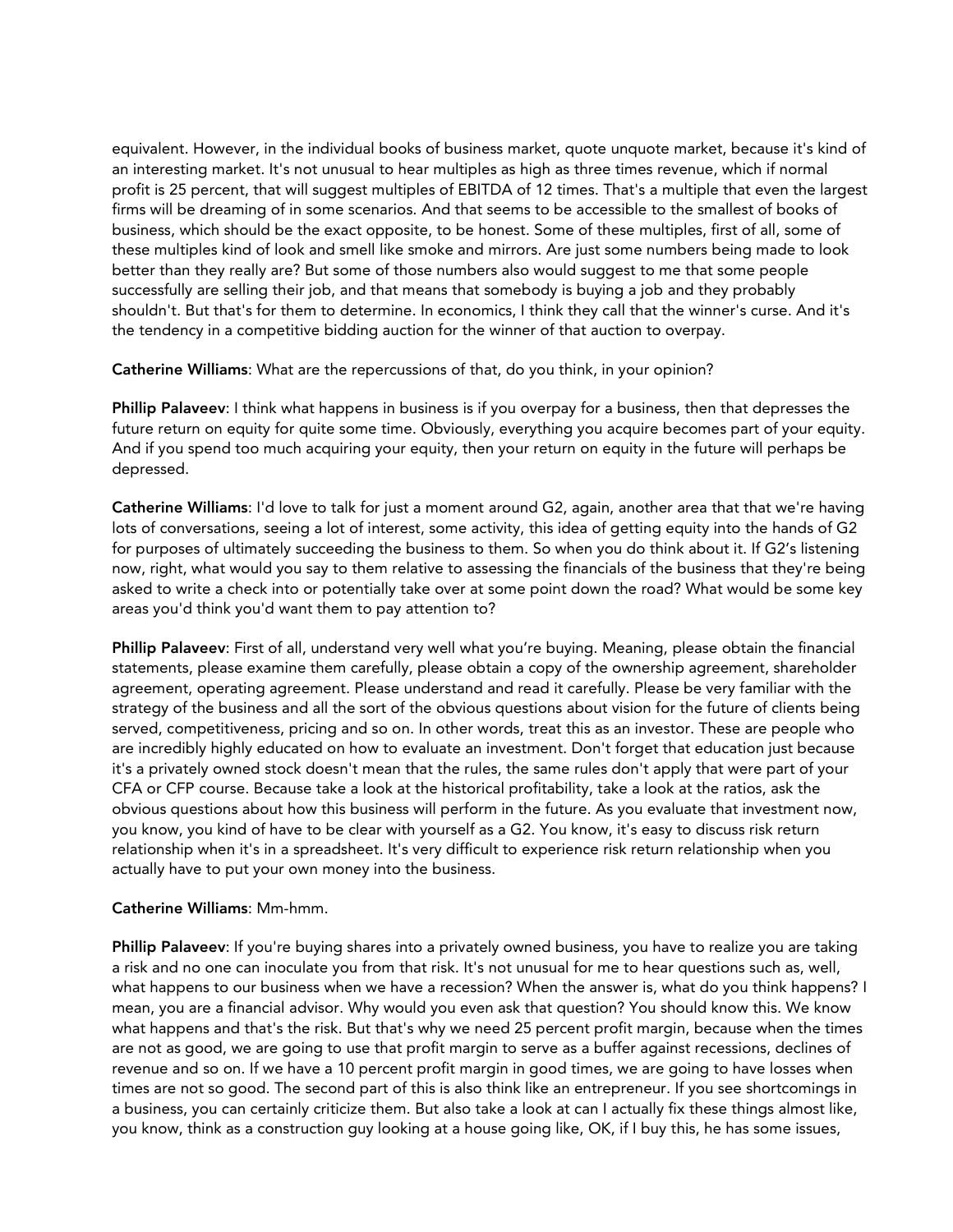equivalent. However, in the individual books of business market, quote unquote market, because it's kind of an interesting market. It's not unusual to hear multiples as high as three times revenue, which if normal profit is 25 percent, that will suggest multiples of EBITDA of 12 times. That's a multiple that even the largest firms will be dreaming of in some scenarios. And that seems to be accessible to the smallest of books of business, which should be the exact opposite, to be honest. Some of these multiples, first of all, some of these multiples kind of look and smell like smoke and mirrors. Are just some numbers being made to look better than they really are? But some of those numbers also would suggest to me that some people successfully are selling their job, and that means that somebody is buying a job and they probably shouldn't. But that's for them to determine. In economics, I think they call that the winner's curse. And it's the tendency in a competitive bidding auction for the winner of that auction to overpay.

**Catherine Williams**: What are the repercussions of that, do you think, in your opinion?

**Phillip Palaveev**: I think what happens in business is if you overpay for a business, then that depresses the future return on equity for quite some time. Obviously, everything you acquire becomes part of your equity. And if you spend too much acquiring your equity, then your return on equity in the future will perhaps be depressed.

**Catherine Williams**: I'd love to talk for just a moment around G2, again, another area that that we're having lots of conversations, seeing a lot of interest, some activity, this idea of getting equity into the hands of G2 for purposes of ultimately succeeding the business to them. So when you do think about it. If G2's listening now, right, what would you say to them relative to assessing the financials of the business that they're being asked to write a check into or potentially take over at some point down the road? What would be some key areas you'd think you'd want them to pay attention to?

**Phillip Palaveev**: First of all, understand very well what you're buying. Meaning, please obtain the financial statements, please examine them carefully, please obtain a copy of the ownership agreement, shareholder agreement, operating agreement. Please understand and read it carefully. Please be very familiar with the strategy of the business and all the sort of the obvious questions about vision for the future of clients being served, competitiveness, pricing and so on. In other words, treat this as an investor. These are people who are incredibly highly educated on how to evaluate an investment. Don't forget that education just because it's a privately owned stock doesn't mean that the rules, the same rules don't apply that were part of your CFA or CFP course. Because take a look at the historical profitability, take a look at the ratios, ask the obvious questions about how this business will perform in the future. As you evaluate that investment now, you know, you kind of have to be clear with yourself as a G2. You know, it's easy to discuss risk return relationship when it's in a spreadsheet. It's very difficult to experience risk return relationship when you actually have to put your own money into the business.

**Catherine Williams**: Mm-hmm.

**Phillip Palaveev**: If you're buying shares into a privately owned business, you have to realize you are taking a risk and no one can inoculate you from that risk. It's not unusual for me to hear questions such as, well, what happens to our business when we have a recession? When the answer is, what do you think happens? I mean, you are a financial advisor. Why would you even ask that question? You should know this. We know what happens and that's the risk. But that's why we need 25 percent profit margin, because when the times are not as good, we are going to use that profit margin to serve as a buffer against recessions, declines of revenue and so on. If we have a 10 percent profit margin in good times, we are going to have losses when times are not so good. The second part of this is also think like an entrepreneur. If you see shortcomings in a business, you can certainly criticize them. But also take a look at can I actually fix these things almost like, you know, think as a construction guy looking at a house going like, OK, if I buy this, he has some issues,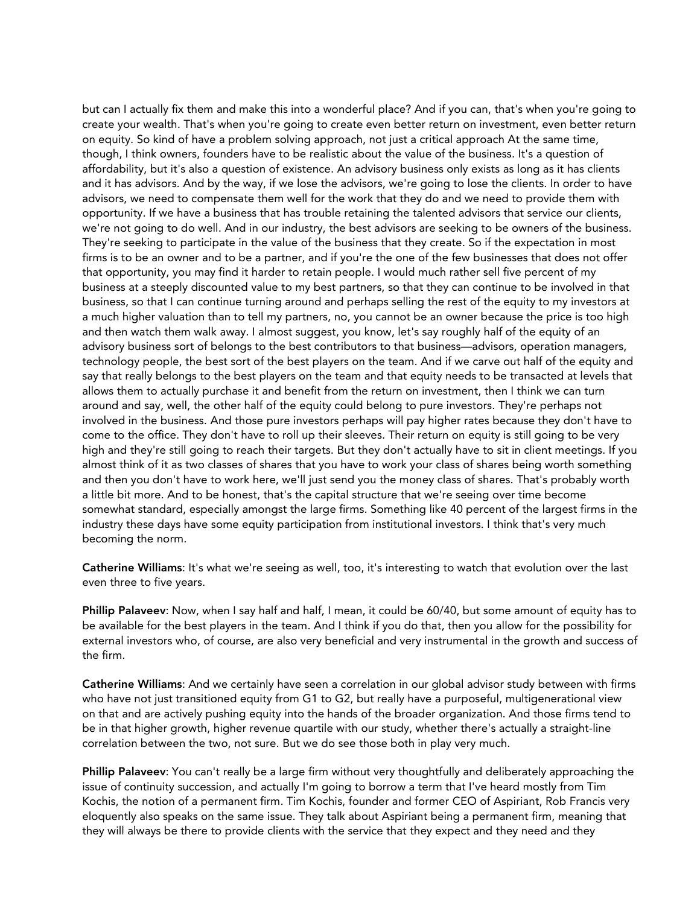but can I actually fix them and make this into a wonderful place? And if you can, that's when you're going to create your wealth. That's when you're going to create even better return on investment, even better return on equity. So kind of have a problem solving approach, not just a critical approach At the same time, though, I think owners, founders have to be realistic about the value of the business. It's a question of affordability, but it's also a question of existence. An advisory business only exists as long as it has clients and it has advisors. And by the way, if we lose the advisors, we're going to lose the clients. In order to have advisors, we need to compensate them well for the work that they do and we need to provide them with opportunity. If we have a business that has trouble retaining the talented advisors that service our clients, we're not going to do well. And in our industry, the best advisors are seeking to be owners of the business. They're seeking to participate in the value of the business that they create. So if the expectation in most firms is to be an owner and to be a partner, and if you're the one of the few businesses that does not offer that opportunity, you may find it harder to retain people. I would much rather sell five percent of my business at a steeply discounted value to my best partners, so that they can continue to be involved in that business, so that I can continue turning around and perhaps selling the rest of the equity to my investors at a much higher valuation than to tell my partners, no, you cannot be an owner because the price is too high and then watch them walk away. I almost suggest, you know, let's say roughly half of the equity of an advisory business sort of belongs to the best contributors to that business—advisors, operation managers, technology people, the best sort of the best players on the team. And if we carve out half of the equity and say that really belongs to the best players on the team and that equity needs to be transacted at levels that allows them to actually purchase it and benefit from the return on investment, then I think we can turn around and say, well, the other half of the equity could belong to pure investors. They're perhaps not involved in the business. And those pure investors perhaps will pay higher rates because they don't have to come to the office. They don't have to roll up their sleeves. Their return on equity is still going to be very high and they're still going to reach their targets. But they don't actually have to sit in client meetings. If you almost think of it as two classes of shares that you have to work your class of shares being worth something and then you don't have to work here, we'll just send you the money class of shares. That's probably worth a little bit more. And to be honest, that's the capital structure that we're seeing over time become somewhat standard, especially amongst the large firms. Something like 40 percent of the largest firms in the industry these days have some equity participation from institutional investors. I think that's very much becoming the norm.

**Catherine Williams**: It's what we're seeing as well, too, it's interesting to watch that evolution over the last even three to five years.

**Phillip Palaveev**: Now, when I say half and half, I mean, it could be 60/40, but some amount of equity has to be available for the best players in the team. And I think if you do that, then you allow for the possibility for external investors who, of course, are also very beneficial and very instrumental in the growth and success of the firm.

**Catherine Williams**: And we certainly have seen a correlation in our global advisor study between with firms who have not just transitioned equity from G1 to G2, but really have a purposeful, multigenerational view on that and are actively pushing equity into the hands of the broader organization. And those firms tend to be in that higher growth, higher revenue quartile with our study, whether there's actually a straight-line correlation between the two, not sure. But we do see those both in play very much.

**Phillip Palaveev**: You can't really be a large firm without very thoughtfully and deliberately approaching the issue of continuity succession, and actually I'm going to borrow a term that I've heard mostly from Tim Kochis, the notion of a permanent firm. Tim Kochis, founder and former CEO of Aspiriant, Rob Francis very eloquently also speaks on the same issue. They talk about Aspiriant being a permanent firm, meaning that they will always be there to provide clients with the service that they expect and they need and they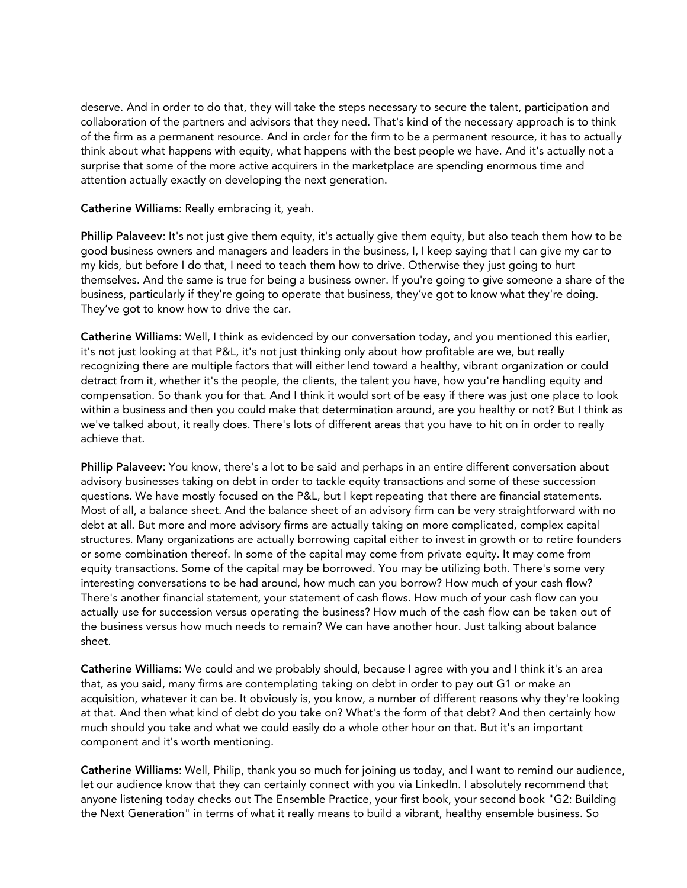deserve. And in order to do that, they will take the steps necessary to secure the talent, participation and collaboration of the partners and advisors that they need. That's kind of the necessary approach is to think of the firm as a permanent resource. And in order for the firm to be a permanent resource, it has to actually think about what happens with equity, what happens with the best people we have. And it's actually not a surprise that some of the more active acquirers in the marketplace are spending enormous time and attention actually exactly on developing the next generation.

**Catherine Williams**: Really embracing it, yeah.

**Phillip Palaveev**: It's not just give them equity, it's actually give them equity, but also teach them how to be good business owners and managers and leaders in the business, I, I keep saying that I can give my car to my kids, but before I do that, I need to teach them how to drive. Otherwise they just going to hurt themselves. And the same is true for being a business owner. If you're going to give someone a share of the business, particularly if they're going to operate that business, they've got to know what they're doing. They've got to know how to drive the car.

**Catherine Williams**: Well, I think as evidenced by our conversation today, and you mentioned this earlier, it's not just looking at that P&L, it's not just thinking only about how profitable are we, but really recognizing there are multiple factors that will either lend toward a healthy, vibrant organization or could detract from it, whether it's the people, the clients, the talent you have, how you're handling equity and compensation. So thank you for that. And I think it would sort of be easy if there was just one place to look within a business and then you could make that determination around, are you healthy or not? But I think as we've talked about, it really does. There's lots of different areas that you have to hit on in order to really achieve that.

**Phillip Palaveev**: You know, there's a lot to be said and perhaps in an entire different conversation about advisory businesses taking on debt in order to tackle equity transactions and some of these succession questions. We have mostly focused on the P&L, but I kept repeating that there are financial statements. Most of all, a balance sheet. And the balance sheet of an advisory firm can be very straightforward with no debt at all. But more and more advisory firms are actually taking on more complicated, complex capital structures. Many organizations are actually borrowing capital either to invest in growth or to retire founders or some combination thereof. In some of the capital may come from private equity. It may come from equity transactions. Some of the capital may be borrowed. You may be utilizing both. There's some very interesting conversations to be had around, how much can you borrow? How much of your cash flow? There's another financial statement, your statement of cash flows. How much of your cash flow can you actually use for succession versus operating the business? How much of the cash flow can be taken out of the business versus how much needs to remain? We can have another hour. Just talking about balance sheet.

**Catherine Williams**: We could and we probably should, because I agree with you and I think it's an area that, as you said, many firms are contemplating taking on debt in order to pay out G1 or make an acquisition, whatever it can be. It obviously is, you know, a number of different reasons why they're looking at that. And then what kind of debt do you take on? What's the form of that debt? And then certainly how much should you take and what we could easily do a whole other hour on that. But it's an important component and it's worth mentioning.

**Catherine Williams**: Well, Philip, thank you so much for joining us today, and I want to remind our audience, let our audience know that they can certainly connect with you via LinkedIn. I absolutely recommend that anyone listening today checks out The Ensemble Practice, your first book, your second book "G2: Building the Next Generation" in terms of what it really means to build a vibrant, healthy ensemble business. So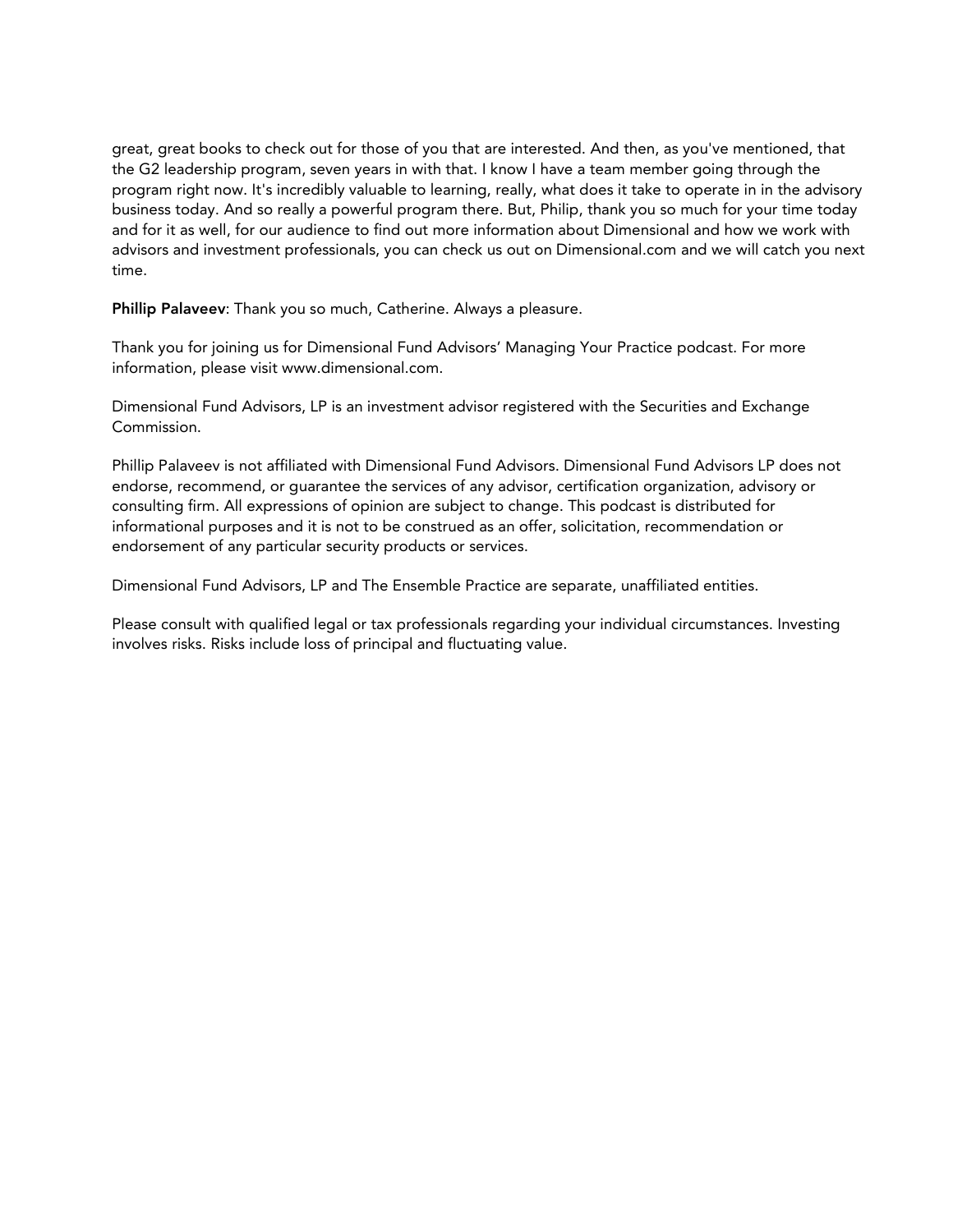great, great books to check out for those of you that are interested. And then, as you've mentioned, that the G2 leadership program, seven years in with that. I know I have a team member going through the program right now. It's incredibly valuable to learning, really, what does it take to operate in in the advisory business today. And so really a powerful program there. But, Philip, thank you so much for your time today and for it as well, for our audience to find out more information about Dimensional and how we work with advisors and investment professionals, you can check us out on Dimensional.com and we will catch you next time.

**Phillip Palaveev**: Thank you so much, Catherine. Always a pleasure.

Thank you for joining us for Dimensional Fund Advisors' Managing Your Practice podcast. For more information, please visit www.dimensional.com.

Dimensional Fund Advisors, LP is an investment advisor registered with the Securities and Exchange Commission.

Phillip Palaveev is not affiliated with Dimensional Fund Advisors. Dimensional Fund Advisors LP does not endorse, recommend, or guarantee the services of any advisor, certification organization, advisory or consulting firm. All expressions of opinion are subject to change. This podcast is distributed for informational purposes and it is not to be construed as an offer, solicitation, recommendation or endorsement of any particular security products or services.

Dimensional Fund Advisors, LP and The Ensemble Practice are separate, unaffiliated entities.

Please consult with qualified legal or tax professionals regarding your individual circumstances. Investing involves risks. Risks include loss of principal and fluctuating value.